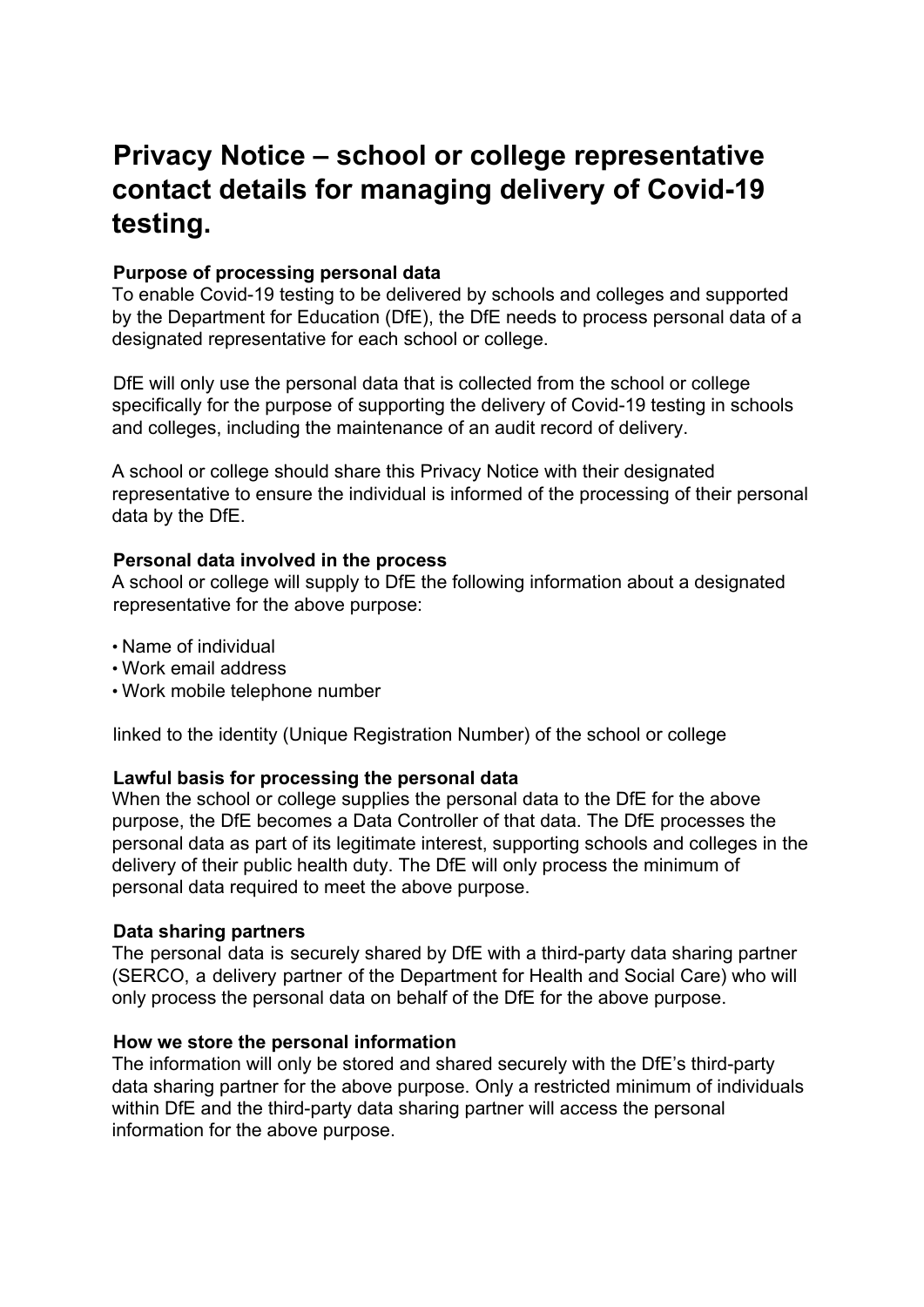# Privacy Notice – school or college representative contact details for managing delivery of Covid-19 testing.

### Purpose of processing personal data

To enable Covid-19 testing to be delivered by schools and colleges and supported by the Department for Education (DfE), the DfE needs to process personal data of a designated representative for each school or college.

DfE will only use the personal data that is collected from the school or college specifically for the purpose of supporting the delivery of Covid-19 testing in schools and colleges, including the maintenance of an audit record of delivery.

A school or college should share this Privacy Notice with their designated representative to ensure the individual is informed of the processing of their personal data by the DfE.

### Personal data involved in the process

A school or college will supply to DfE the following information about a designated representative for the above purpose:

- Name of individual
- Work email address
- Work mobile telephone number

linked to the identity (Unique Registration Number) of the school or college

### Lawful basis for processing the personal data

When the school or college supplies the personal data to the DfE for the above purpose, the DfE becomes a Data Controller of that data. The DfE processes the personal data as part of its legitimate interest, supporting schools and colleges in the delivery of their public health duty. The DfE will only process the minimum of personal data required to meet the above purpose.

### Data sharing partners

The personal data is securely shared by DfE with a third-party data sharing partner (SERCO, a delivery partner of the Department for Health and Social Care) who will only process the personal data on behalf of the DfE for the above purpose.

### How we store the personal information

The information will only be stored and shared securely with the DfE's third-party data sharing partner for the above purpose. Only a restricted minimum of individuals within DfE and the third-party data sharing partner will access the personal information for the above purpose.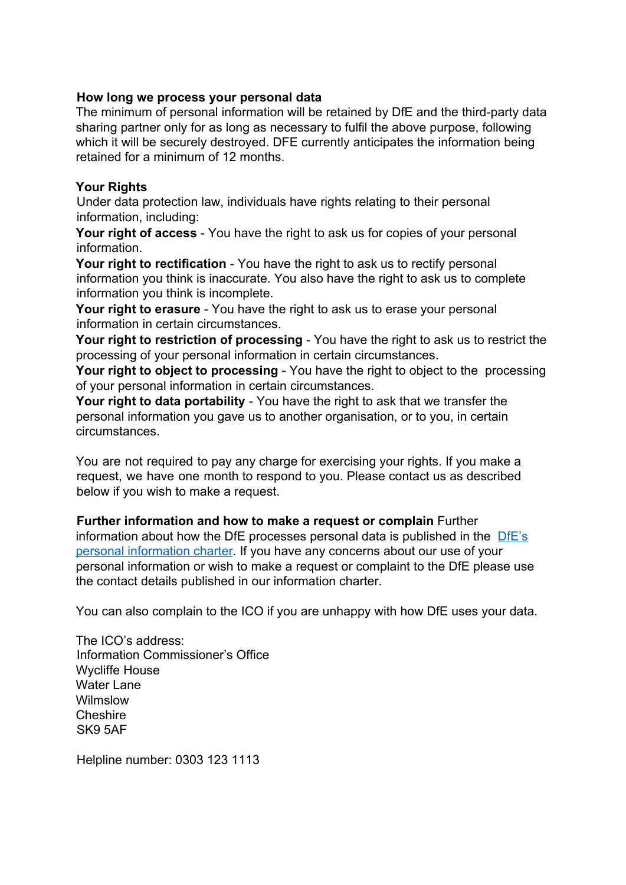**How long we process your personal data**

The minimum of personal information will be retained by DfE and the third-party data sharing partner only for as long as necessary to fulfil the above purpose, following which it will be securely destroyed. DFE currently anticipates the information being retained for a minimum of 12 months.

**Your Rights**

Under data protection law, individuals have rights relating to their personal information, including:

**Your right of access** - You have the right to ask us for copies of your personal information.

**Your right to rectification** - You have the right to ask us to rectify personal information you think is inaccurate. You also have the right to ask us to complete information you think is incomplete.

**Your right to erasure** - You have the right to ask us to erase your personal information in certain circumstances.

**Your right to restriction of processing** - You have the right to ask us to restrict the processing of your personal information in certain circumstances.

**Your right to object to processing** - You have the right to object to the processing of your personal information in certain circumstances.

**Your right to data portability** - You have the right to ask that we transfer the personal information you gave us to another organisation, or to you, in certain circumstances.

You are not required to pay any charge for exercising your rights. If you make a request, we have one month to respond to you. Please contact us as described below if you wish to make a request.

**Further information and how to make a request or complain** Further information about how the DfE processes personal data is published in the [DfE's personal information charter](). If you have any concerns about our use of your personal information or wish to make a request or complaint to the DfE please use the contact details published in our information charter.

You can also complain to the ICO if you are unhappy with how DfE uses your data.

The ICO's address:
Information Commissioner's Office
Wycliffe House
Water Lane
Wilmslow
Cheshire
SK9 5AF

Helpline number: 0303 123 1113